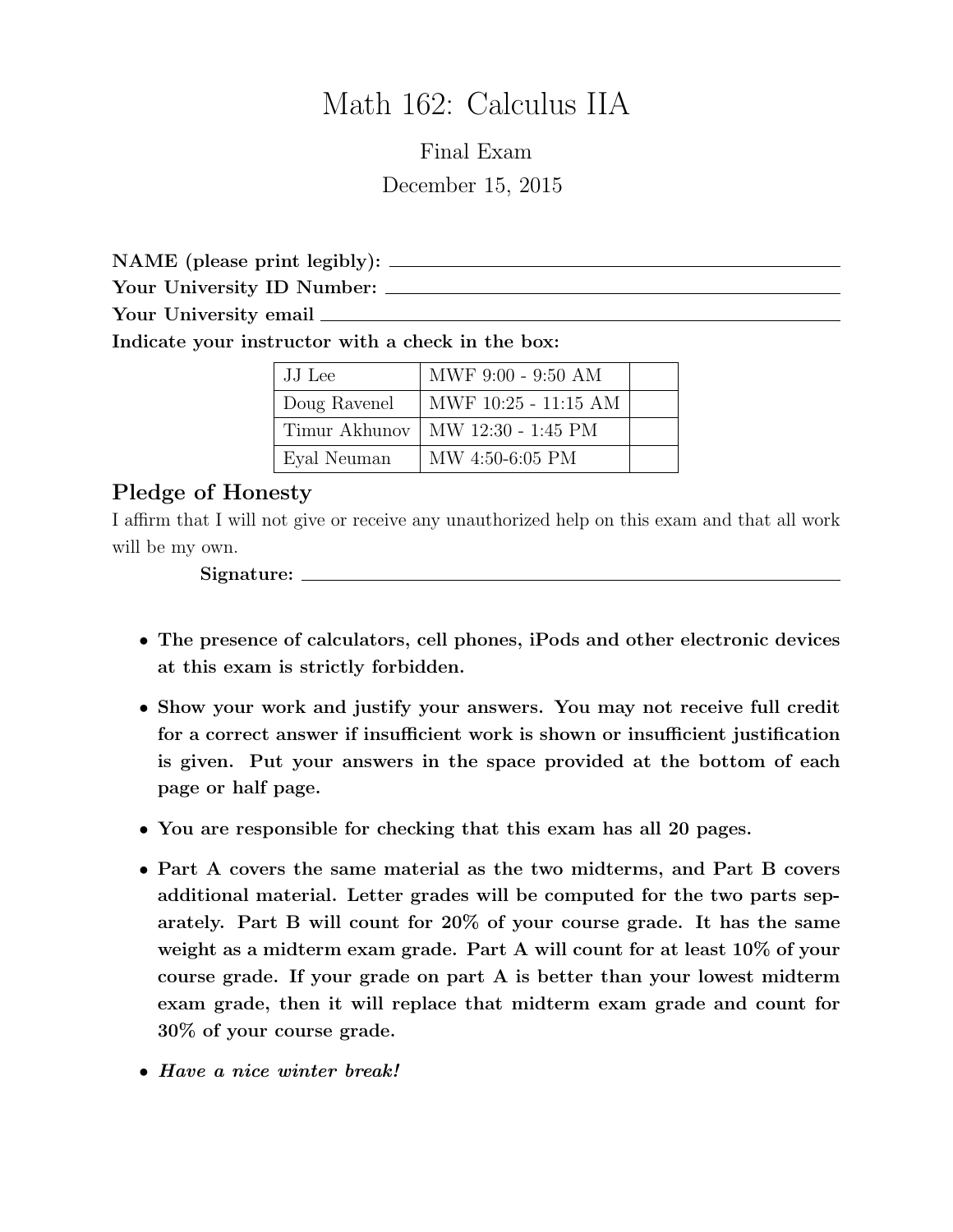# Math 162: Calculus IIA

Final Exam

December 15, 2015

**NAME (please print legibly):** ______________________________

**Your University ID Number:** ______________________________

**Your University email** ______________________________

**Indicate your instructor with a check in the box:**

| | | |
|---|---|---|
| JJ Lee | MWF 9:00 - 9:50 AM | |
| Doug Ravenel | MWF 10:25 - 11:15 AM | |
| Timur Akhunov | MW 12:30 - 1:45 PM | |
| Eyal Neuman | MW 4:50-6:05 PM | |

## Pledge of Honesty

I affirm that I will not give or receive any unauthorized help on this exam and that all work will be my own.

**Signature:** ______________________________

- **The presence of calculators, cell phones, iPods and other electronic devices at this exam is strictly forbidden.**
- **Show your work and justify your answers. You may not receive full credit for a correct answer if insufficient work is shown or insufficient justification is given. Put your answers in the space provided at the bottom of each page or half page.**
- **You are responsible for checking that this exam has all 20 pages.**
- **Part A covers the same material as the two midterms, and Part B covers additional material. Letter grades will be computed for the two parts separately. Part B will count for 20% of your course grade. It has the same weight as a midterm exam grade. Part A will count for at least 10% of your course grade. If your grade on part A is better than your lowest midterm exam grade, then it will replace that midterm exam grade and count for 30% of your course grade.**
- ***Have a nice winter break!***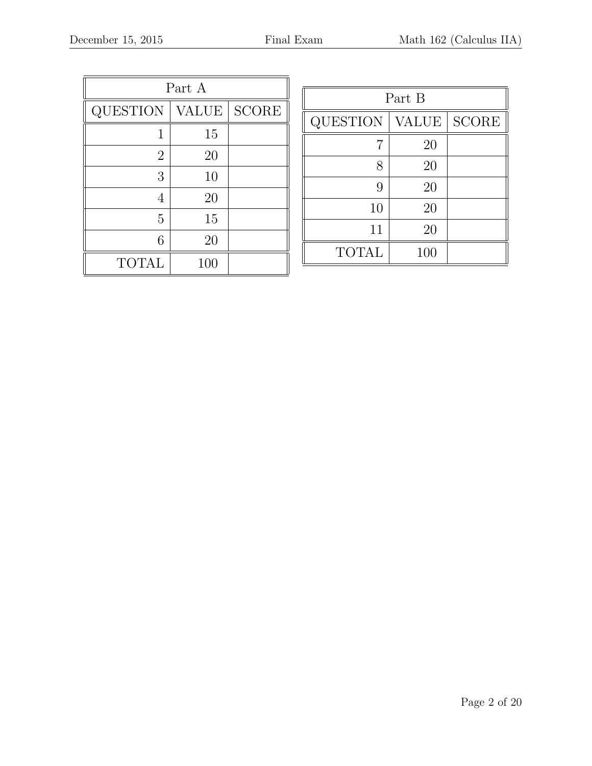| Part A | | |
|---|---|---|
| QUESTION | VALUE | SCORE |
| 1 | 15 | |
| 2 | 20 | |
| 3 | 10 | |
| 4 | 20 | |
| 5 | 15 | |
| 6 | 20 | |
| TOTAL | 100 | |

| Part B | | |
|---|---|---|
| QUESTION | VALUE | SCORE |
| 7 | 20 | |
| 8 | 20 | |
| 9 | 20 | |
| 10 | 20 | |
| 11 | 20 | |
| TOTAL | 100 | |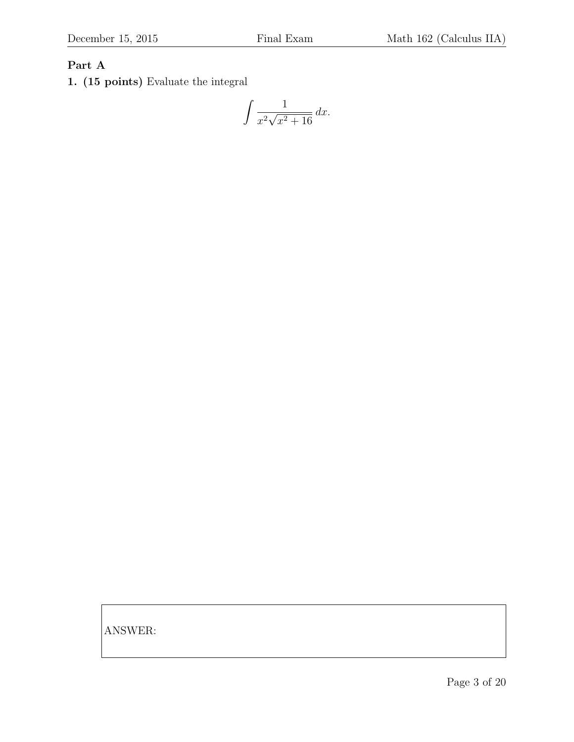**Part A**

**1. (15 points)** Evaluate the integral

$$\int \frac{1}{x^2\sqrt{x^2+16}}\,dx.$$

ANSWER: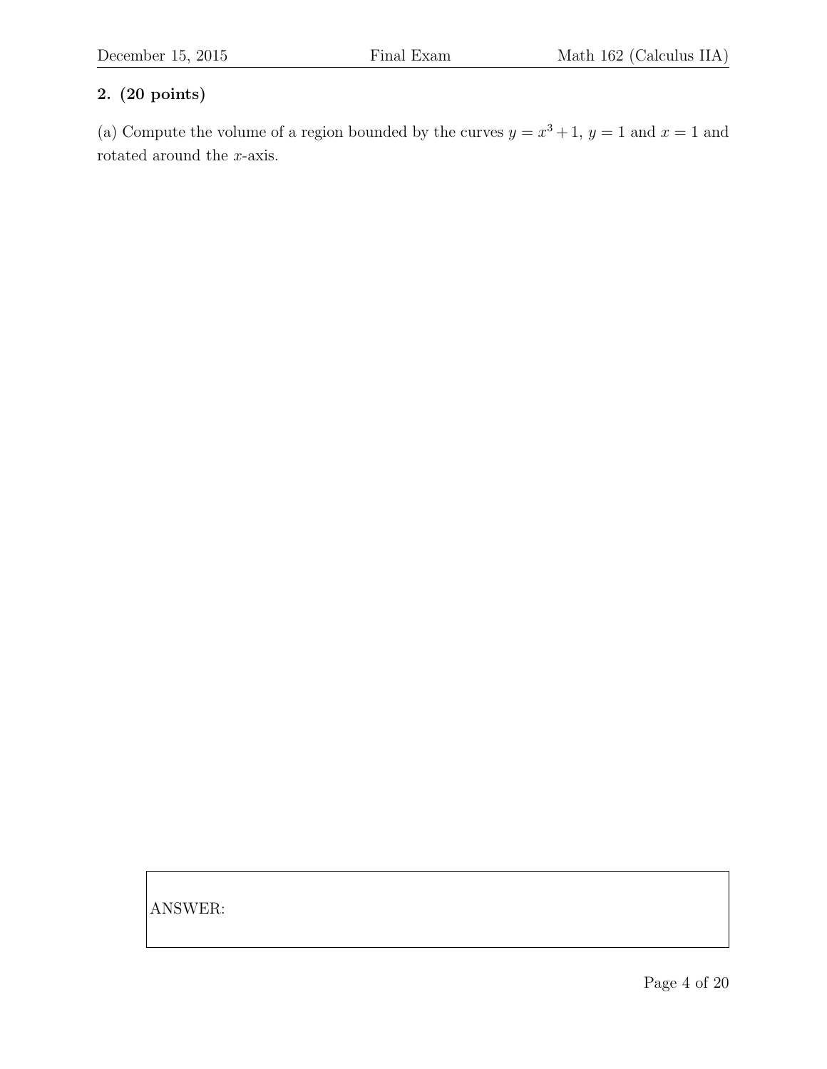**2. (20 points)**

(a) Compute the volume of a region bounded by the curves $y = x^3 + 1$, $y = 1$ and $x = 1$ and rotated around the $x$-axis.

ANSWER: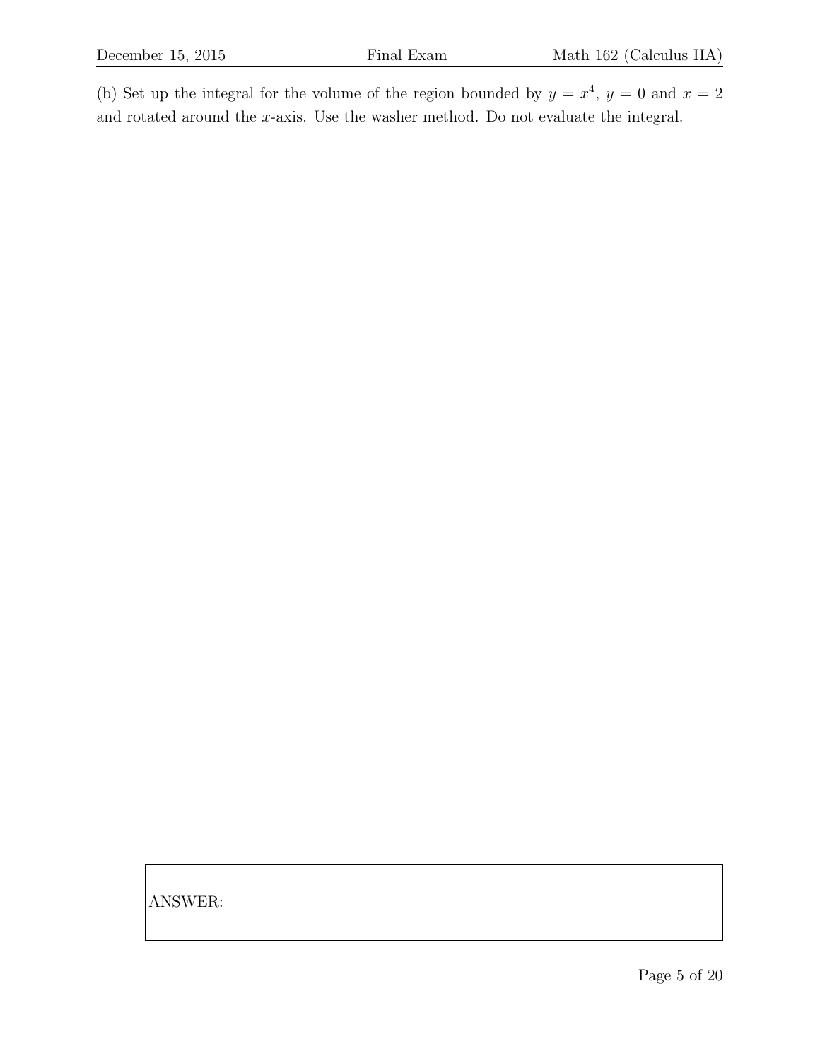(b) Set up the integral for the volume of the region bounded by $y = x^4$, $y = 0$ and $x = 2$ and rotated around the $x$-axis. Use the washer method. Do not evaluate the integral.

ANSWER: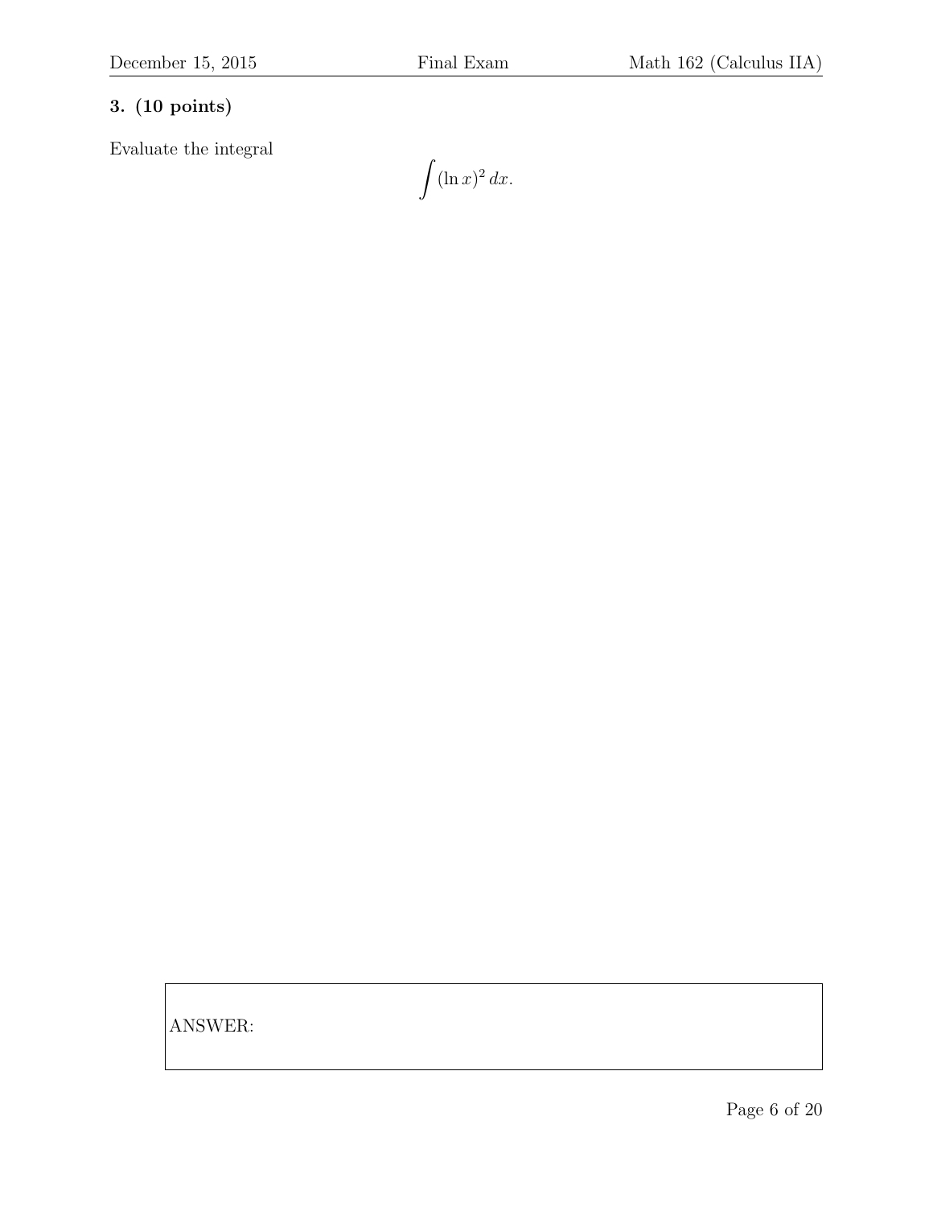**3. (10 points)**

Evaluate the integral

$$\int (\ln x)^2 \, dx.$$

ANSWER: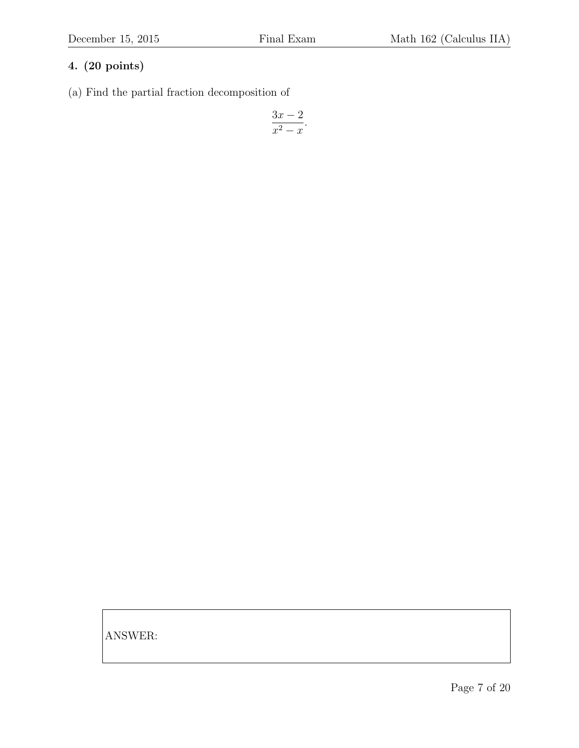**4. (20 points)**

(a) Find the partial fraction decomposition of

$$\frac{3x-2}{x^2-x}.$$

ANSWER: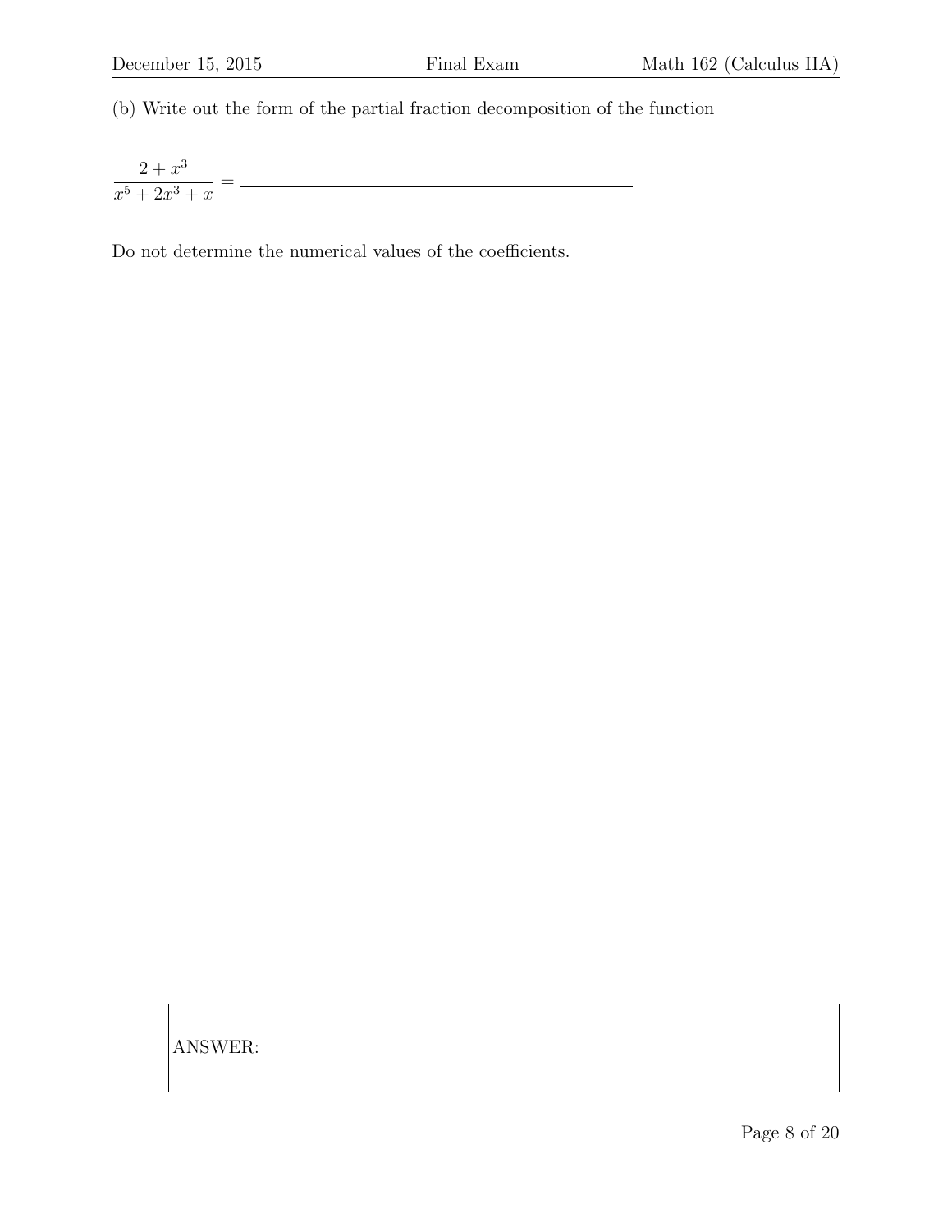(b) Write out the form of the partial fraction decomposition of the function

$$\frac{2+x^3}{x^5+2x^3+x} = \underline{\hspace{8cm}}$$

Do not determine the numerical values of the coefficients.

ANSWER: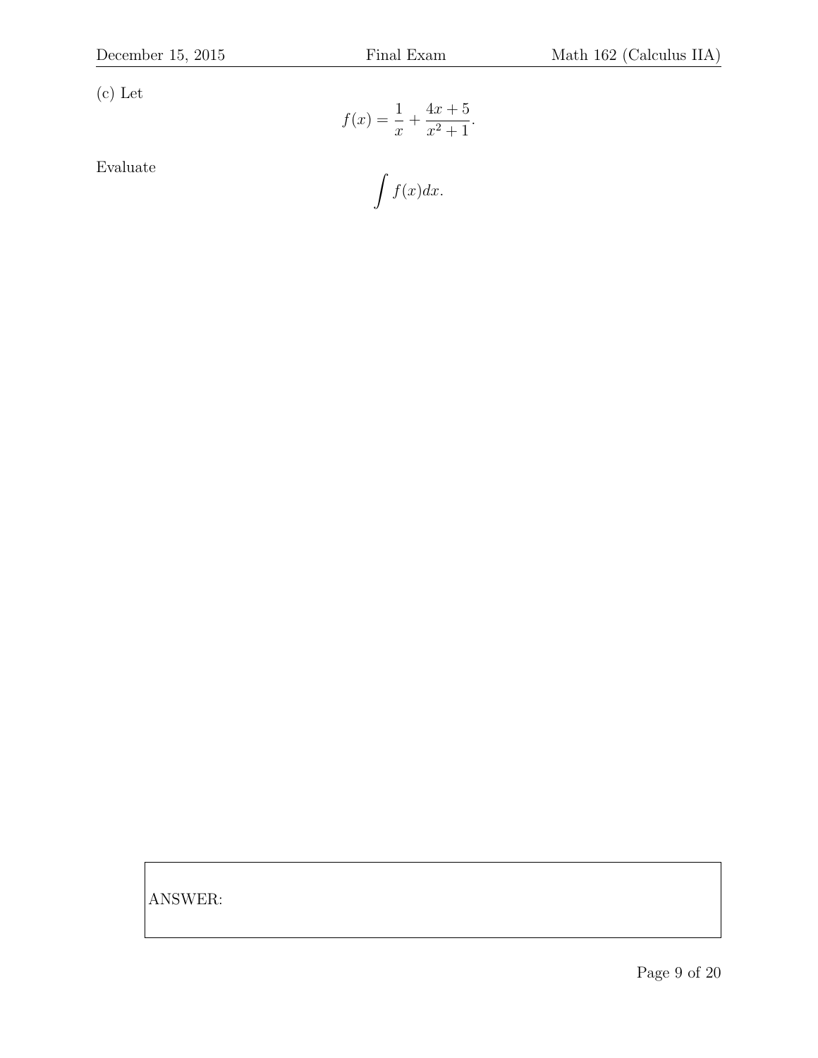(c) Let

$$f(x) = \frac{1}{x} + \frac{4x+5}{x^2+1}.$$

Evaluate

$$\int f(x)dx.$$

ANSWER: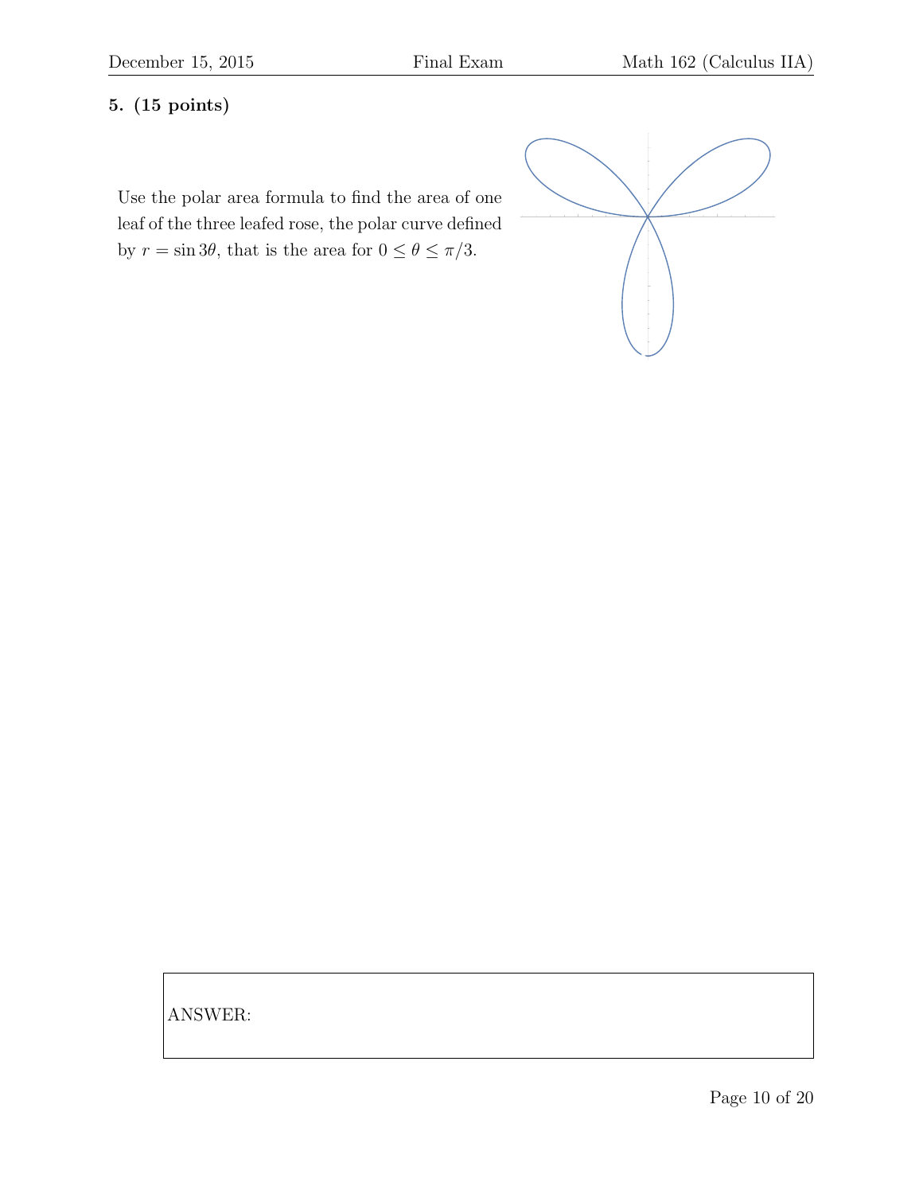**5. (15 points)**

Use the polar area formula to find the area of one leaf of the three leafed rose, the polar curve defined by $r = \sin 3\theta$, that is the area for $0 \leq \theta \leq \pi/3$.

ANSWER: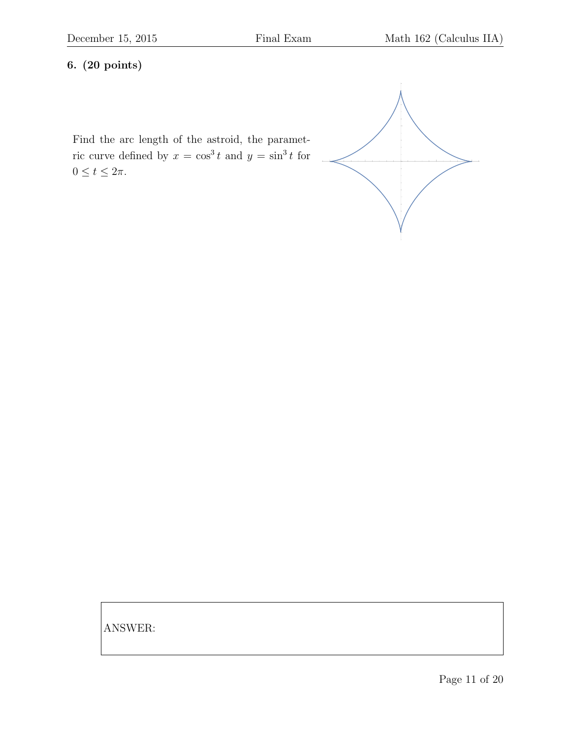**6. (20 points)**

Find the arc length of the astroid, the parametric curve defined by $x = \cos^3 t$ and $y = \sin^3 t$ for $0 \le t \le 2\pi$.

ANSWER: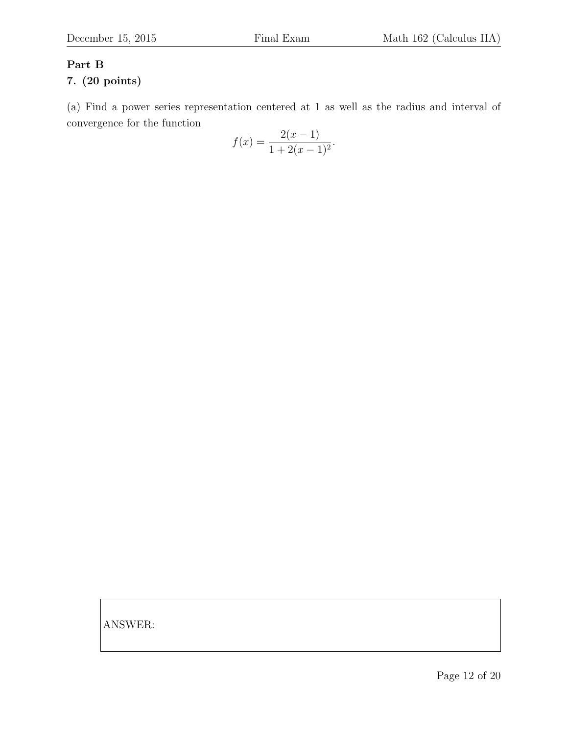**Part B**

**7. (20 points)**

(a) Find a power series representation centered at 1 as well as the radius and interval of convergence for the function

$$f(x) = \frac{2(x-1)}{1+2(x-1)^2}.$$

ANSWER: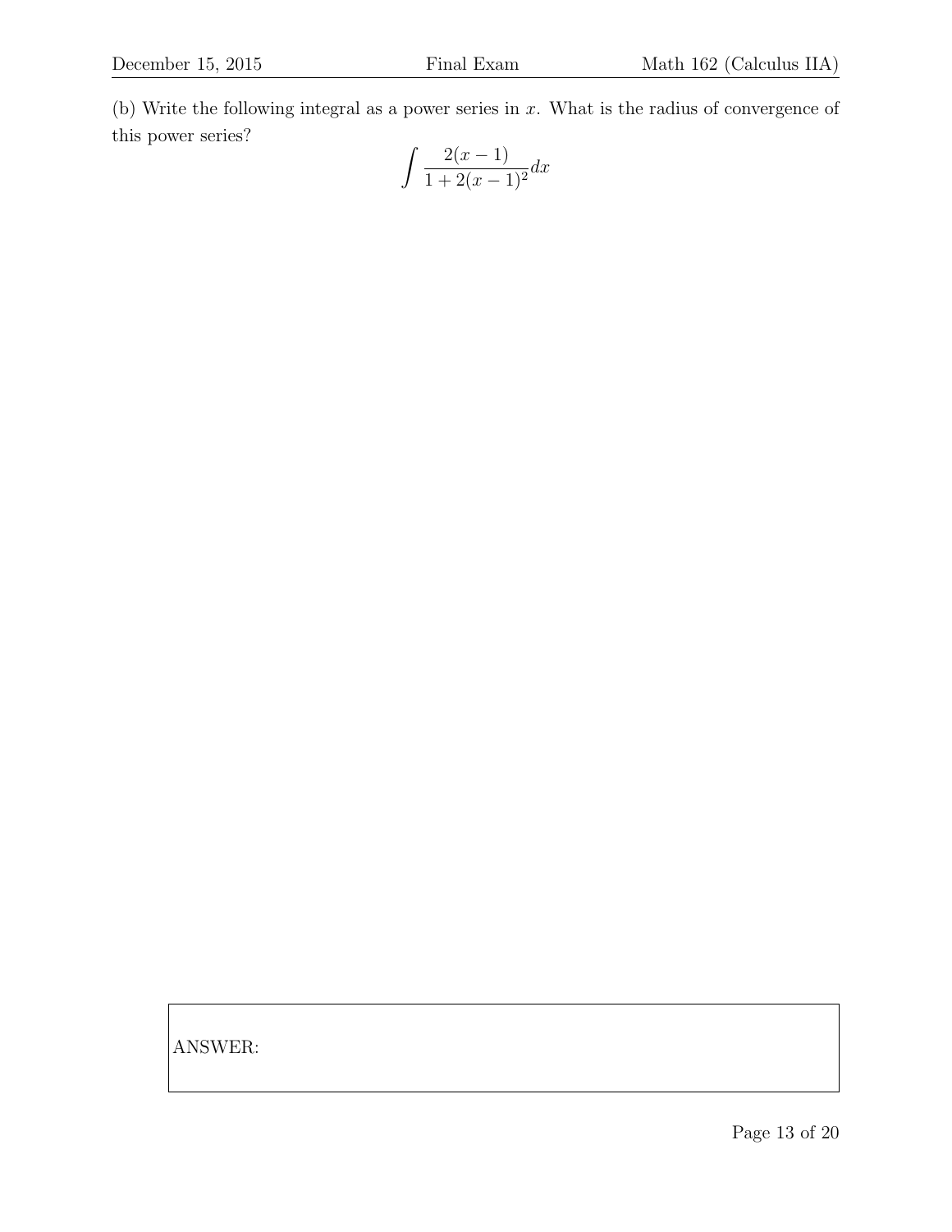(b) Write the following integral as a power series in $x$. What is the radius of convergence of this power series?

$$\int \frac{2(x-1)}{1+2(x-1)^2}dx$$

ANSWER: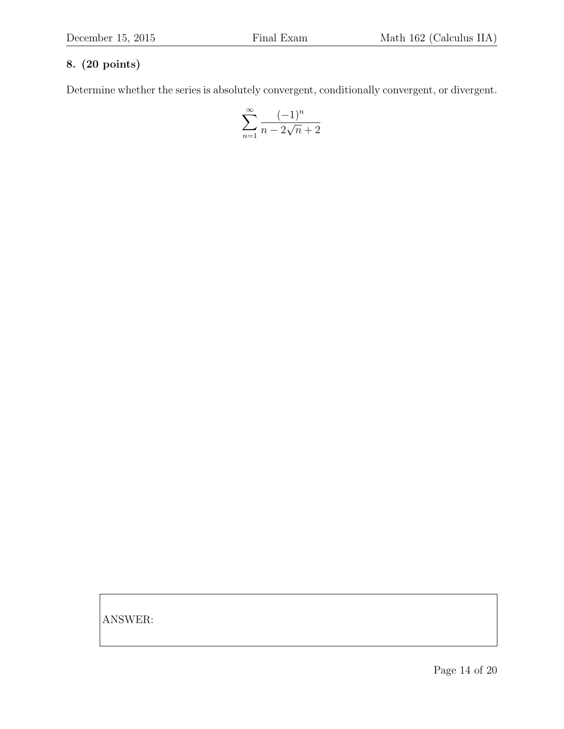**8. (20 points)**

Determine whether the series is absolutely convergent, conditionally convergent, or divergent.

$$\sum_{n=1}^{\infty} \frac{(-1)^n}{n - 2\sqrt{n} + 2}$$

ANSWER: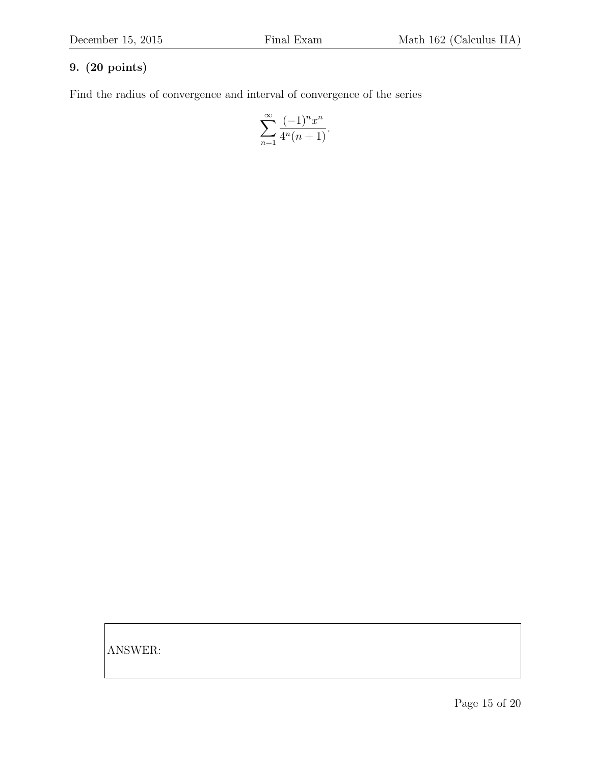**9. (20 points)**

Find the radius of convergence and interval of convergence of the series

$$\sum_{n=1}^{\infty} \frac{(-1)^n x^n}{4^n(n+1)}.$$

ANSWER: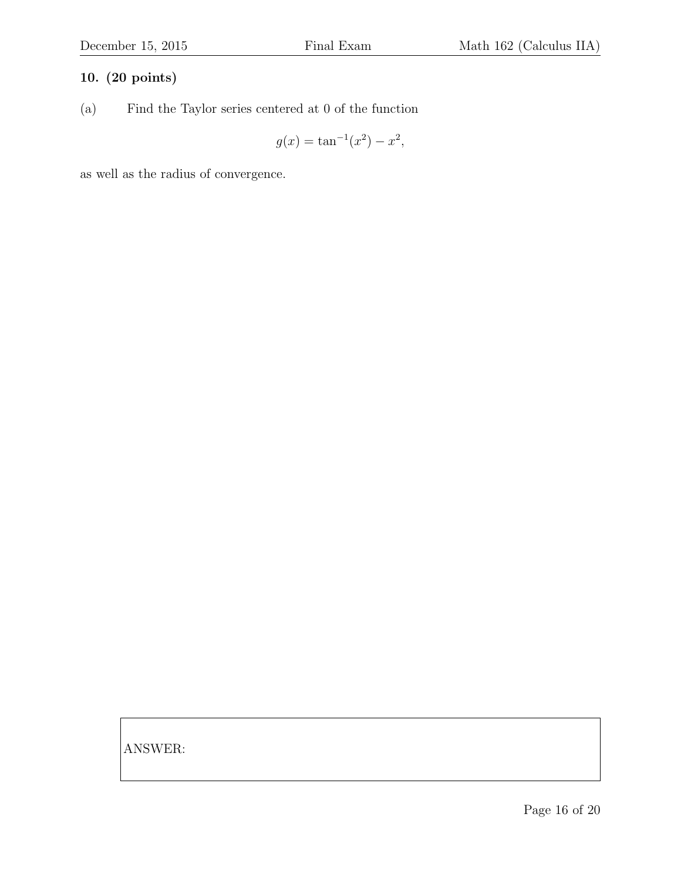**10. (20 points)**

(a) Find the Taylor series centered at 0 of the function

$$g(x) = \tan^{-1}(x^2) - x^2,$$

as well as the radius of convergence.

ANSWER: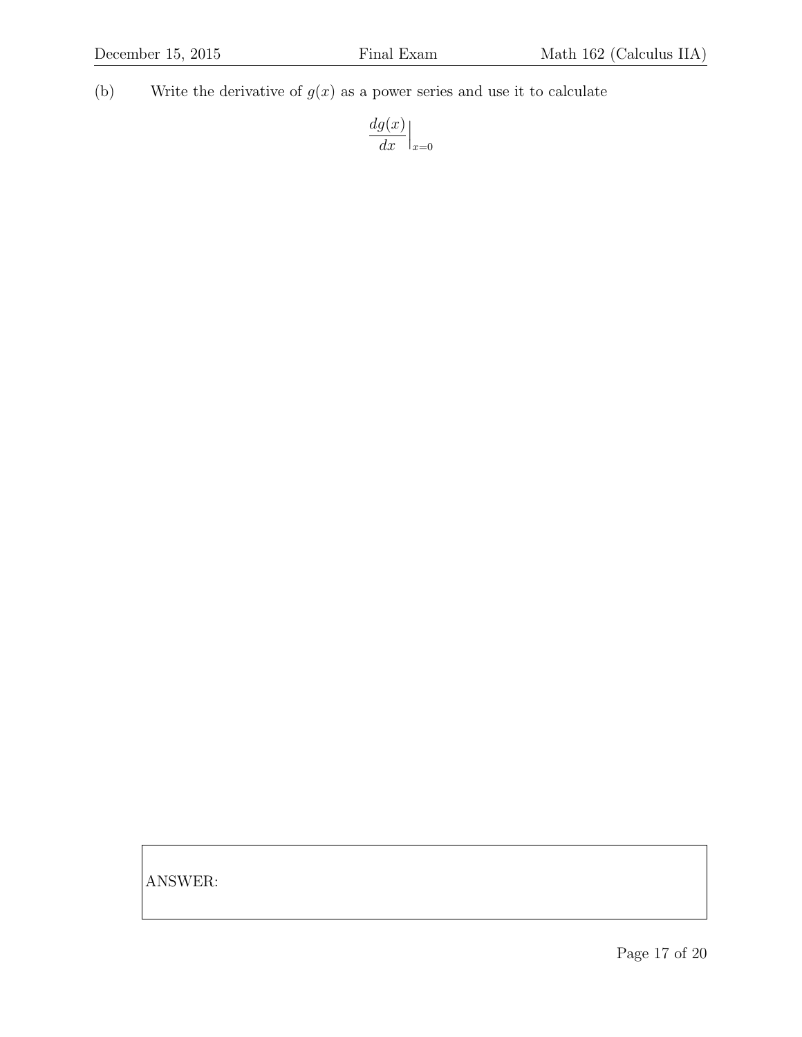(b) Write the derivative of $g(x)$ as a power series and use it to calculate

$$\left.\frac{dg(x)}{dx}\right|_{x=0}$$

ANSWER: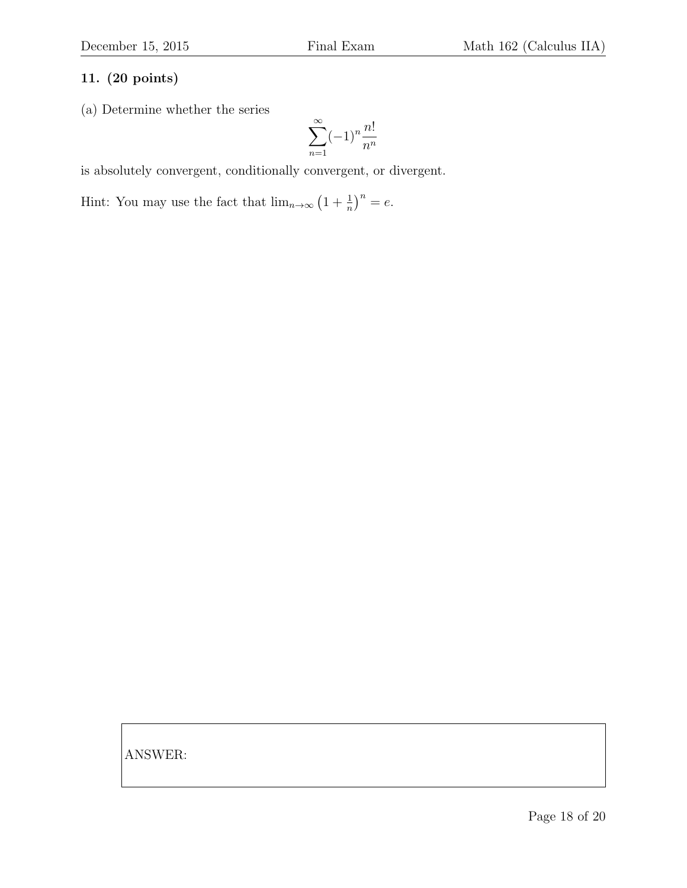**11. (20 points)**

(a) Determine whether the series

$$\sum_{n=1}^{\infty}(-1)^n \frac{n!}{n^n}$$

is absolutely convergent, conditionally convergent, or divergent.

Hint: You may use the fact that $\lim_{n\to\infty}\left(1+\frac{1}{n}\right)^n = e$.

ANSWER: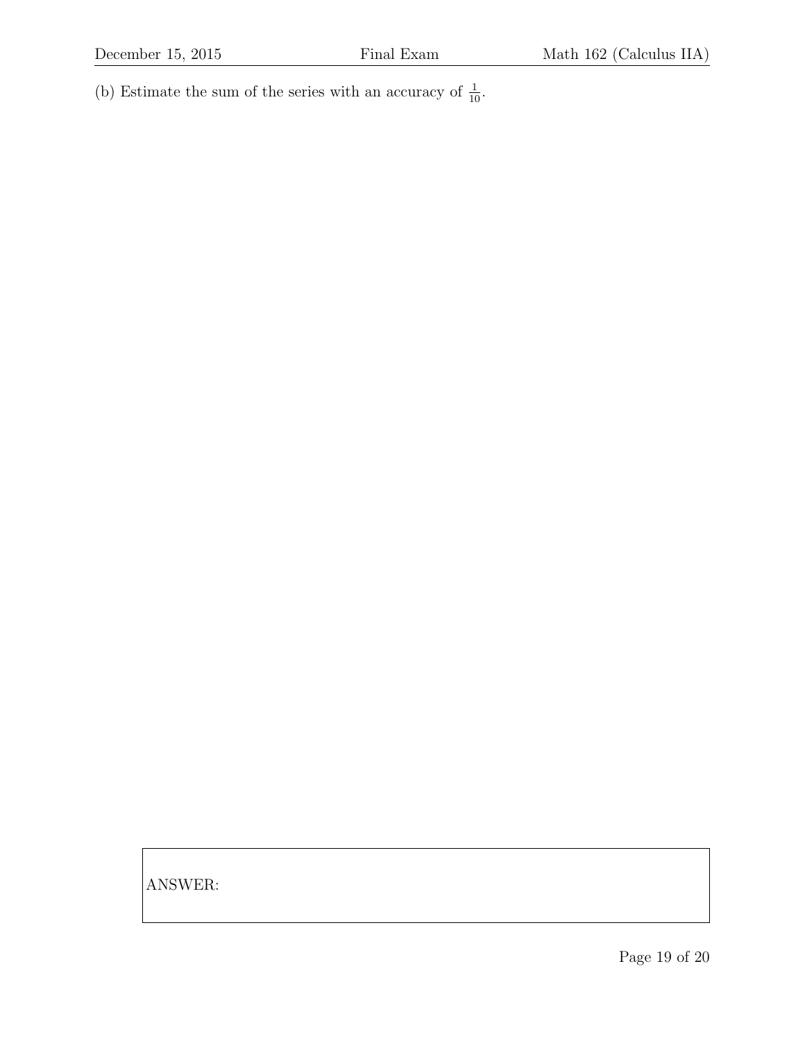(b) Estimate the sum of the series with an accuracy of $\frac{1}{10}$.

ANSWER: